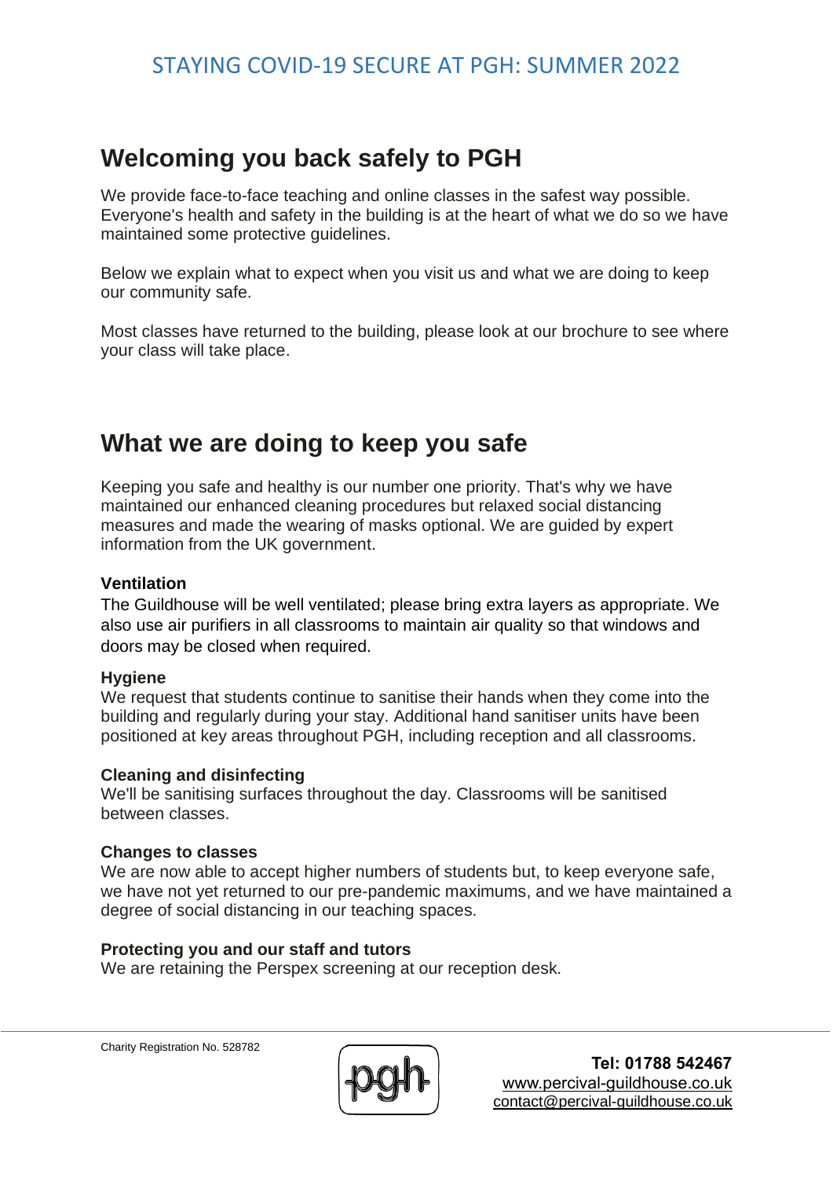# STAYING COVID-19 SECURE AT PGH: SUMMER 2022

## Welcoming you back safely to PGH

We provide face-to-face teaching and online classes in the safest way possible. Everyone's health and safety in the building is at the heart of what we do so we have maintained some protective guidelines.

Below we explain what to expect when you visit us and what we are doing to keep our community safe.

Most classes have returned to the building, please look at our brochure to see where your class will take place.

## What we are doing to keep you safe

Keeping you safe and healthy is our number one priority. That's why we have maintained our enhanced cleaning procedures but relaxed social distancing measures and made the wearing of masks optional. We are guided by expert information from the UK government.

**Ventilation**
The Guildhouse will be well ventilated; please bring extra layers as appropriate. We also use air purifiers in all classrooms to maintain air quality so that windows and doors may be closed when required.

**Hygiene**
We request that students continue to sanitise their hands when they come into the building and regularly during your stay. Additional hand sanitiser units have been positioned at key areas throughout PGH, including reception and all classrooms.

**Cleaning and disinfecting**
We'll be sanitising surfaces throughout the day. Classrooms will be sanitised between classes.

**Changes to classes**
We are now able to accept higher numbers of students but, to keep everyone safe, we have not yet returned to our pre-pandemic maximums, and we have maintained a degree of social distancing in our teaching spaces.

**Protecting you and our staff and tutors**
We are retaining the Perspex screening at our reception desk.

Charity Registration No. 528782

**Tel: 01788 542467**
www.percival-guildhouse.co.uk
contact@percival-guildhouse.co.uk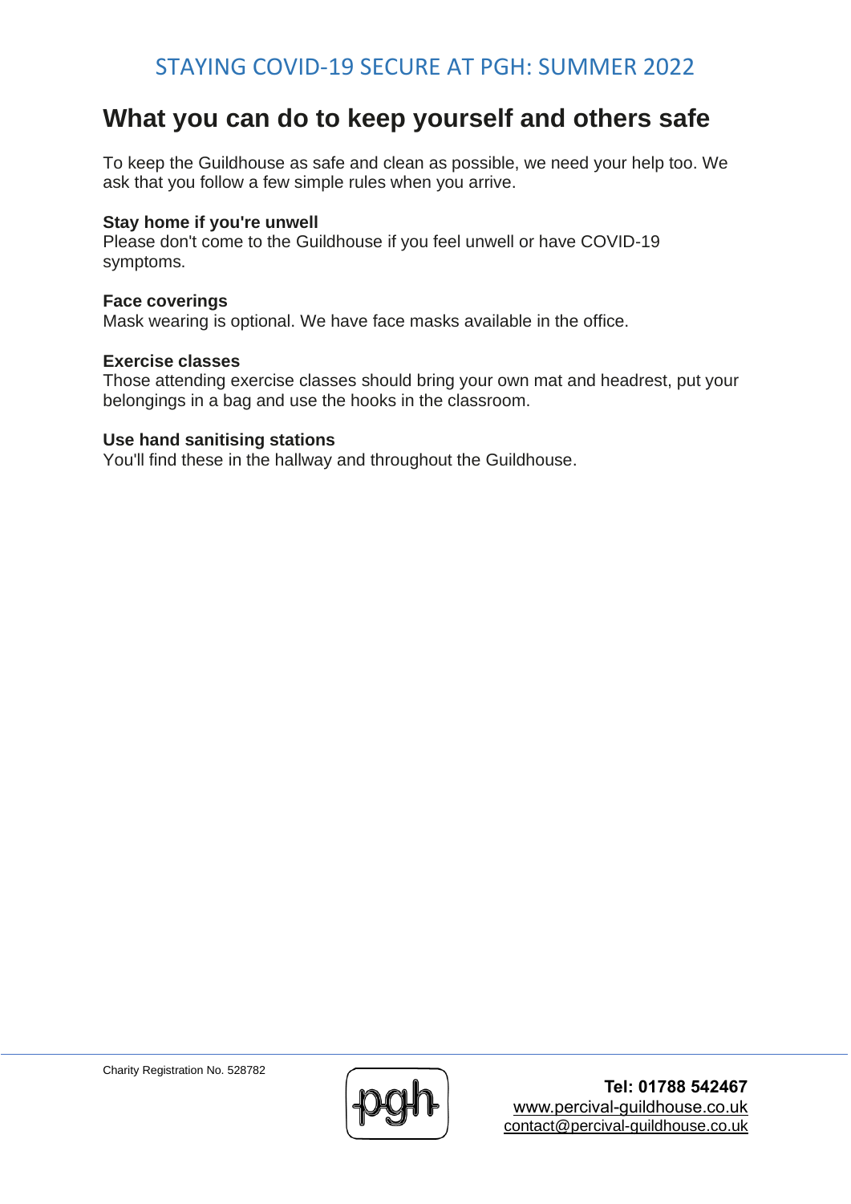STAYING COVID-19 SECURE AT PGH: SUMMER 2022

# What you can do to keep yourself and others safe

To keep the Guildhouse as safe and clean as possible, we need your help too. We ask that you follow a few simple rules when you arrive.

**Stay home if you're unwell**
Please don't come to the Guildhouse if you feel unwell or have COVID-19 symptoms.

**Face coverings**
Mask wearing is optional. We have face masks available in the office.

**Exercise classes**
Those attending exercise classes should bring your own mat and headrest, put your belongings in a bag and use the hooks in the classroom.

**Use hand sanitising stations**
You'll find these in the hallway and throughout the Guildhouse.

Charity Registration No. 528782

pgh

**Tel: 01788 542467**
www.percival-guildhouse.co.uk
contact@percival-guildhouse.co.uk